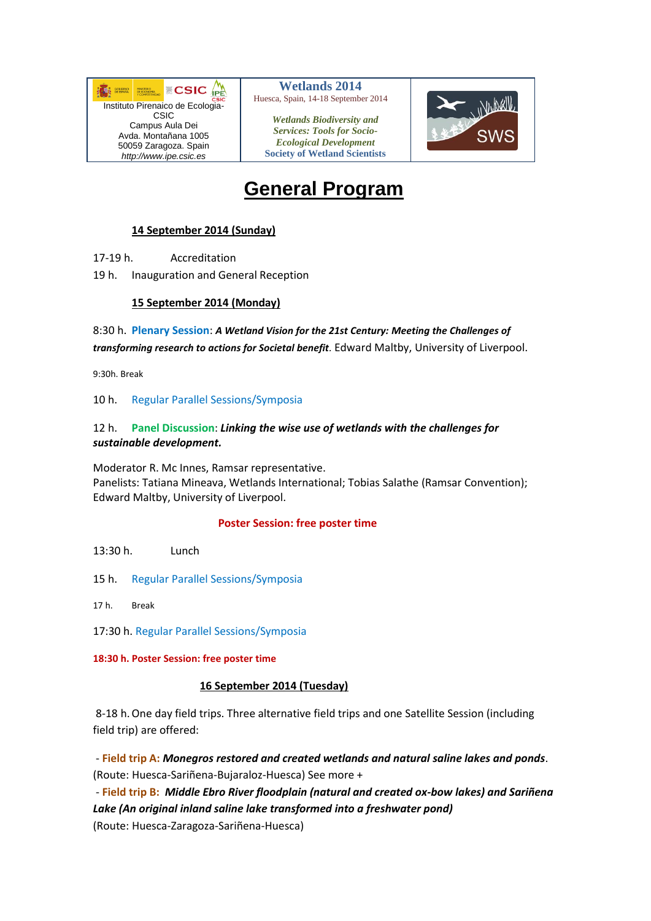| Instituto Pirenaico de Ecología-CSIC<br>Campus Aula Dei<br>Avda. Montañana 1005<br>50059 Zaragoza. Spain<br>*http://www.ipe.csic.es* | **Wetlands 2014**<br>Huesca, Spain, 14-18 September 2014<br><br>***Wetlands Biodiversity and Services: Tools for Socio-Ecological Development***<br>**Society of Wetland Scientists** | SWS |
|---|---|---|

# General Program

## 14 September 2014 (Sunday)

17-19 h. Accreditation

19 h. Inauguration and General Reception

## 15 September 2014 (Monday)

8:30 h. **Plenary Session**: ***A Wetland Vision for the 21st Century: Meeting the Challenges of transforming research to actions for Societal benefit***. Edward Maltby, University of Liverpool.

9:30h. Break

10 h. Regular Parallel Sessions/Symposia

12 h. **Panel Discussion**: ***Linking the wise use of wetlands with the challenges for sustainable development.***

Moderator R. Mc Innes, Ramsar representative.
Panelists: Tatiana Mineava, Wetlands International; Tobias Salathe (Ramsar Convention); Edward Maltby, University of Liverpool.

**Poster Session: free poster time**

13:30 h. Lunch

15 h. Regular Parallel Sessions/Symposia

17 h. Break

17:30 h. Regular Parallel Sessions/Symposia

**18:30 h. Poster Session: free poster time**

## 16 September 2014 (Tuesday)

8-18 h. One day field trips. Three alternative field trips and one Satellite Session (including field trip) are offered:

- **Field trip A:** ***Monegros restored and created wetlands and natural saline lakes and ponds***. (Route: Huesca-Sariñena-Bujaraloz-Huesca) See more +
- **Field trip B:** ***Middle Ebro River floodplain (natural and created ox-bow lakes) and Sariñena Lake (An original inland saline lake transformed into a freshwater pond)*** (Route: Huesca-Zaragoza-Sariñena-Huesca)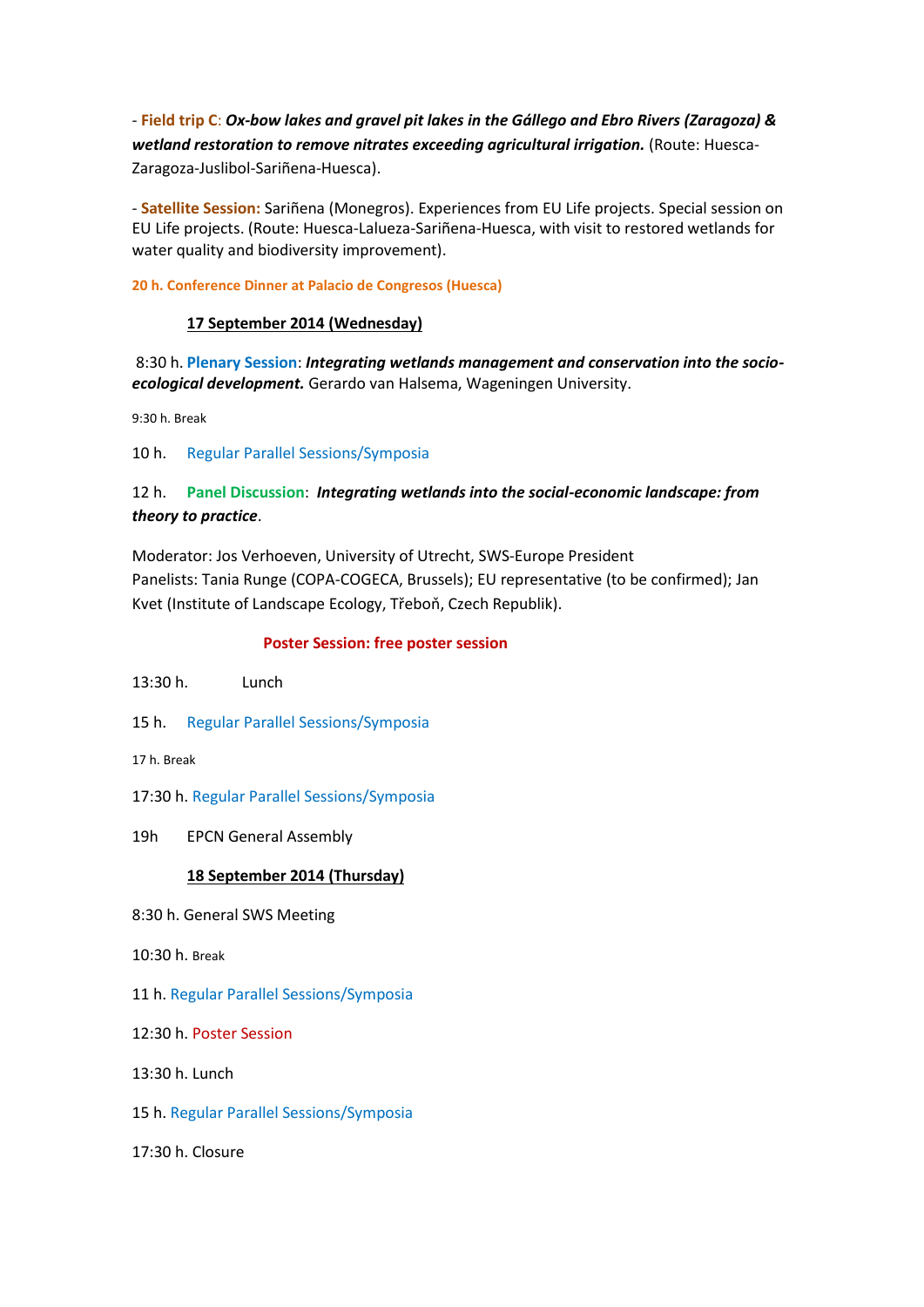- **Field trip C**: ***Ox-bow lakes and gravel pit lakes in the Gállego and Ebro Rivers (Zaragoza) & wetland restoration to remove nitrates exceeding agricultural irrigation.*** (Route: Huesca-Zaragoza-Juslibol-Sariñena-Huesca).

- **Satellite Session:** Sariñena (Monegros). Experiences from EU Life projects. Special session on EU Life projects. (Route: Huesca-Lalueza-Sariñena-Huesca, with visit to restored wetlands for water quality and biodiversity improvement).

**20 h. Conference Dinner at Palacio de Congresos (Huesca)**

## 17 September 2014 (Wednesday)

8:30 h. **Plenary Session**: ***Integrating wetlands management and conservation into the socio-ecological development.*** Gerardo van Halsema, Wageningen University.

9:30 h. Break

10 h. Regular Parallel Sessions/Symposia

12 h. **Panel Discussion**: ***Integrating wetlands into the social-economic landscape: from theory to practice***.

Moderator: Jos Verhoeven, University of Utrecht, SWS-Europe President
Panelists: Tania Runge (COPA-COGECA, Brussels); EU representative (to be confirmed); Jan Kvet (Institute of Landscape Ecology, Třeboň, Czech Republik).

**Poster Session: free poster session**

13:30 h. Lunch

15 h. Regular Parallel Sessions/Symposia

17 h. Break

17:30 h. Regular Parallel Sessions/Symposia

19h EPCN General Assembly

## 18 September 2014 (Thursday)

8:30 h. General SWS Meeting

10:30 h. Break

11 h. Regular Parallel Sessions/Symposia

12:30 h. Poster Session

13:30 h. Lunch

15 h. Regular Parallel Sessions/Symposia

17:30 h. Closure